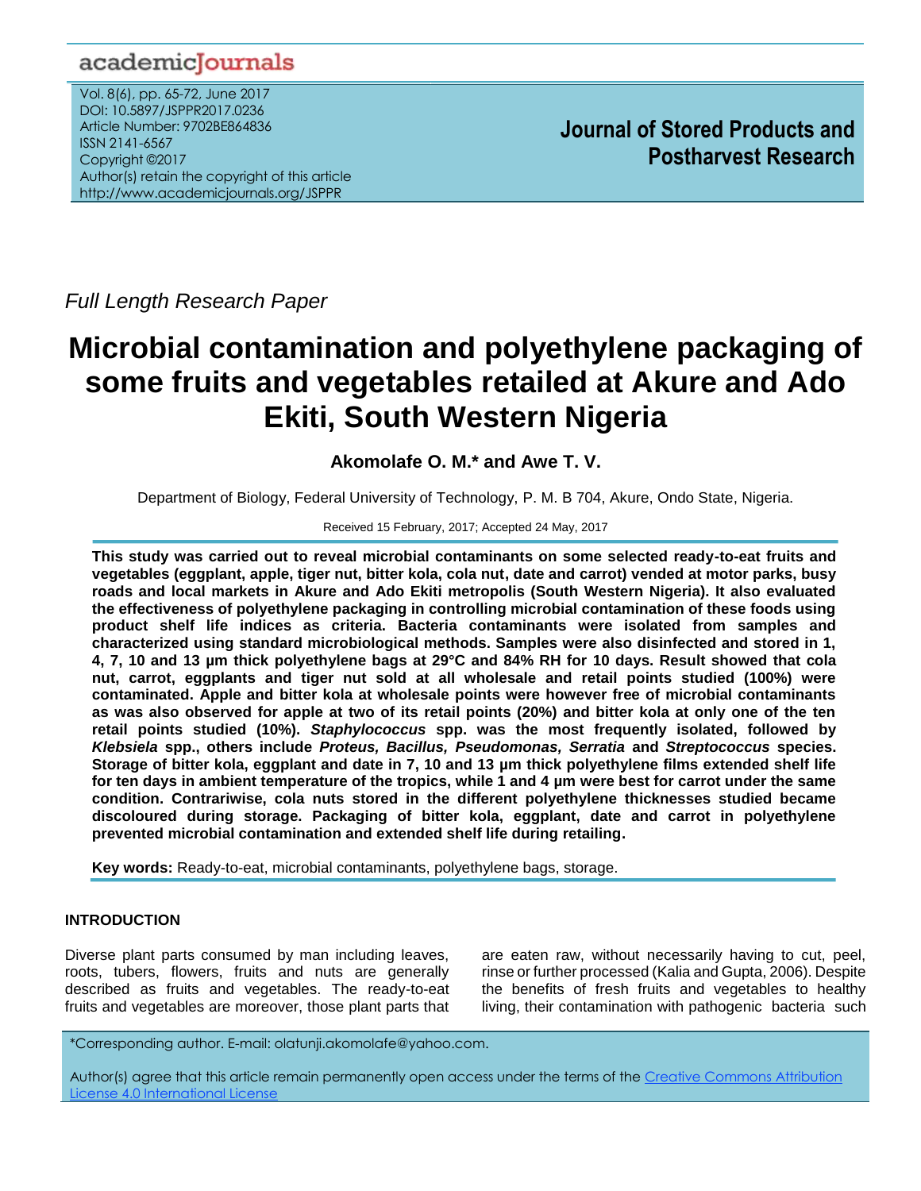Full Length Research Paper

# Microbial contamination and polyethylene packaging of some fruits and vegetables retailed at Akure and Ado Ekiti, South Western Nigeria

**Akomolafe O. M.\* and Awe T. V.**

Department of Biology, Federal University of Technology, P. M. B 704, Akure, Ondo State, Nigeria.

Received 15 February, 2017; Accepted 24 May, 2017

**This study was carried out to reveal microbial contaminants on some selected ready-to-eat fruits and vegetables (eggplant, apple, tiger nut, bitter kola, cola nut, date and carrot) vended at motor parks, busy roads and local markets in Akure and Ado Ekiti metropolis (South Western Nigeria). It also evaluated the effectiveness of polyethylene packaging in controlling microbial contamination of these foods using product shelf life indices as criteria. Bacteria contaminants were isolated from samples and characterized using standard microbiological methods. Samples were also disinfected and stored in 1, 4, 7, 10 and 13 µm thick polyethylene bags at 29°C and 84% RH for 10 days. Result showed that cola nut, carrot, eggplants and tiger nut sold at all wholesale and retail points studied (100%) were contaminated. Apple and bitter kola at wholesale points were however free of microbial contaminants as was also observed for apple at two of its retail points (20%) and bitter kola at only one of the ten retail points studied (10%). *Staphylococcus* spp. was the most frequently isolated, followed by *Klebsiela* spp., others include *Proteus, Bacillus, Pseudomonas, Serratia* and *Streptococcus* species. Storage of bitter kola, eggplant and date in 7, 10 and 13 µm thick polyethylene films extended shelf life for ten days in ambient temperature of the tropics, while 1 and 4 µm were best for carrot under the same condition. Contrariwise, cola nuts stored in the different polyethylene thicknesses studied became discoloured during storage. Packaging of bitter kola, eggplant, date and carrot in polyethylene prevented microbial contamination and extended shelf life during retailing.**

**Key words:** Ready-to-eat, microbial contaminants, polyethylene bags, storage.

## INTRODUCTION

Diverse plant parts consumed by man including leaves, roots, tubers, flowers, fruits and nuts are generally described as fruits and vegetables. The ready-to-eat fruits and vegetables are moreover, those plant parts that are eaten raw, without necessarily having to cut, peel, rinse or further processed (Kalia and Gupta, 2006). Despite the benefits of fresh fruits and vegetables to healthy living, their contamination with pathogenic bacteria such

\*Corresponding author. E-mail: olatunji.akomolafe@yahoo.com.

Author(s) agree that this article remain permanently open access under the terms of the Creative Commons Attribution License 4.0 International License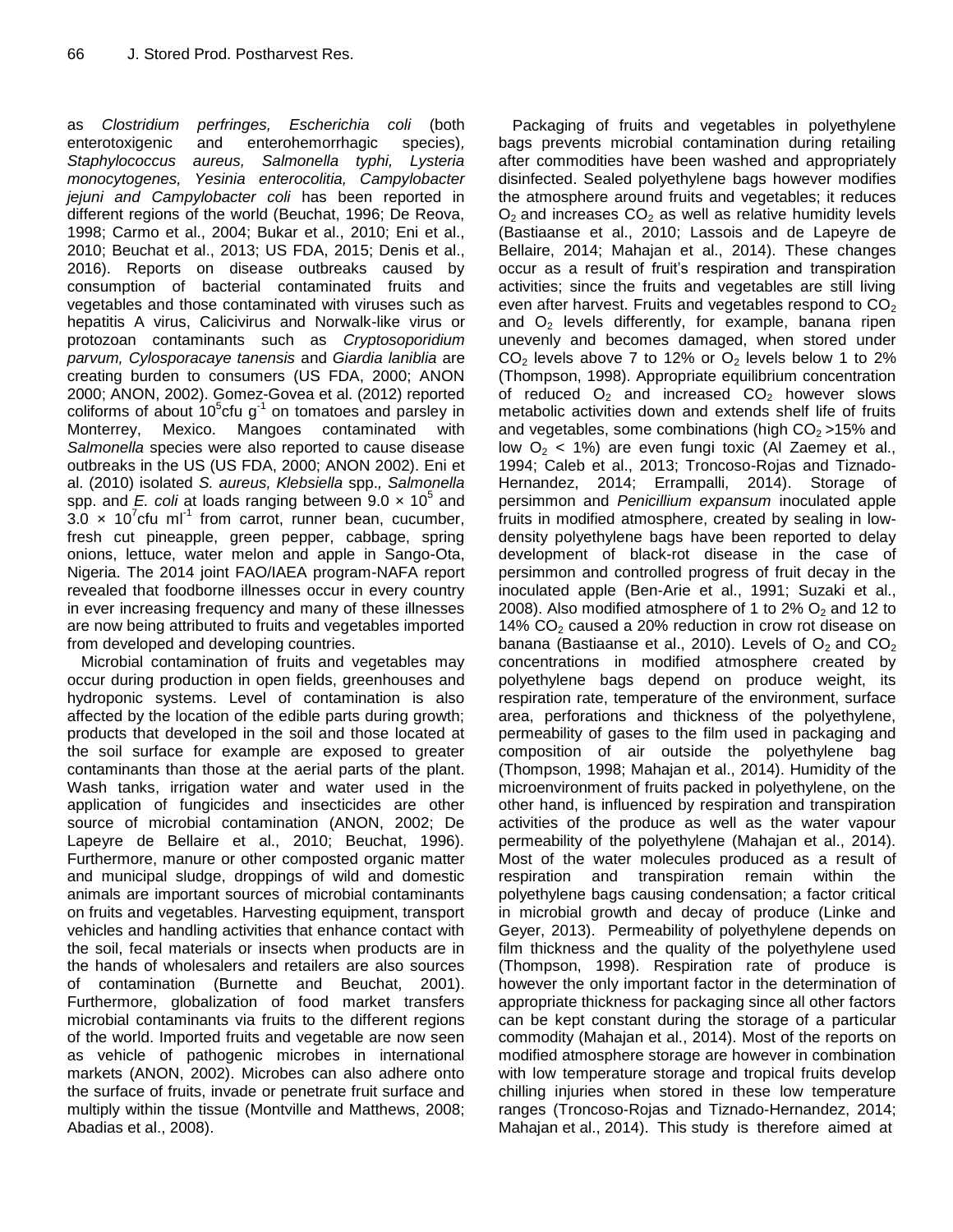as *Clostridium perfringes, Escherichia coli* (both enterotoxigenic and enterohemorrhagic species), *Staphylococcus aureus, Salmonella typhi, Lysteria monocytogenes, Yesinia enterocolitia, Campylobacter jejuni and Campylobacter coli* has been reported in different regions of the world (Beuchat, 1996; De Reova, 1998; Carmo et al., 2004; Bukar et al., 2010; Eni et al., 2010; Beuchat et al., 2013; US FDA, 2015; Denis et al., 2016). Reports on disease outbreaks caused by consumption of bacterial contaminated fruits and vegetables and those contaminated with viruses such as hepatitis A virus, Calicivirus and Norwalk-like virus or protozoan contaminants such as *Cryptosoporidium parvum, Cylosporacaye tanensis* and *Giardia laniblia* are creating burden to consumers (US FDA, 2000; ANON 2000; ANON, 2002). Gomez-Govea et al. (2012) reported coliforms of about $10^5$cfu $g^{-1}$ on tomatoes and parsley in Monterrey, Mexico. Mangoes contaminated with *Salmonella* species were also reported to cause disease outbreaks in the US (US FDA, 2000; ANON 2002). Eni et al. (2010) isolated *S. aureus, Klebsiella* spp., *Salmonella* spp. and *E. coli* at loads ranging between $9.0 \times 10^5$ and $3.0 \times 10^7$cfu $ml^{-1}$ from carrot, runner bean, cucumber, fresh cut pineapple, green pepper, cabbage, spring onions, lettuce, water melon and apple in Sango-Ota, Nigeria. The 2014 joint FAO/IAEA program-NAFA report revealed that foodborne illnesses occur in every country in ever increasing frequency and many of these illnesses are now being attributed to fruits and vegetables imported from developed and developing countries.

Microbial contamination of fruits and vegetables may occur during production in open fields, greenhouses and hydroponic systems. Level of contamination is also affected by the location of the edible parts during growth; products that developed in the soil and those located at the soil surface for example are exposed to greater contaminants than those at the aerial parts of the plant. Wash tanks, irrigation water and water used in the application of fungicides and insecticides are other source of microbial contamination (ANON, 2002; De Lapeyre de Bellaire et al., 2010; Beuchat, 1996). Furthermore, manure or other composted organic matter and municipal sludge, droppings of wild and domestic animals are important sources of microbial contaminants on fruits and vegetables. Harvesting equipment, transport vehicles and handling activities that enhance contact with the soil, fecal materials or insects when products are in the hands of wholesalers and retailers are also sources of contamination (Burnette and Beuchat, 2001). Furthermore, globalization of food market transfers microbial contaminants via fruits to the different regions of the world. Imported fruits and vegetable are now seen as vehicle of pathogenic microbes in international markets (ANON, 2002). Microbes can also adhere onto the surface of fruits, invade or penetrate fruit surface and multiply within the tissue (Montville and Matthews, 2008; Abadias et al., 2008).

Packaging of fruits and vegetables in polyethylene bags prevents microbial contamination during retailing after commodities have been washed and appropriately disinfected. Sealed polyethylene bags however modifies the atmosphere around fruits and vegetables; it reduces $O_2$ and increases $CO_2$ as well as relative humidity levels (Bastiaanse et al., 2010; Lassois and de Lapeyre de Bellaire, 2014; Mahajan et al., 2014). These changes occur as a result of fruit's respiration and transpiration activities; since the fruits and vegetables are still living even after harvest. Fruits and vegetables respond to $CO_2$ and $O_2$ levels differently, for example, banana ripen unevenly and becomes damaged, when stored under $CO_2$ levels above 7 to 12% or $O_2$ levels below 1 to 2% (Thompson, 1998). Appropriate equilibrium concentration of reduced $O_2$ and increased $CO_2$ however slows metabolic activities down and extends shelf life of fruits and vegetables, some combinations (high $CO_2$ >15% and low $O_2$ < 1%) are even fungi toxic (Al Zaemey et al., 1994; Caleb et al., 2013; Troncoso-Rojas and Tiznado-Hernandez, 2014; Errampalli, 2014). Storage of persimmon and *Penicillium expansum* inoculated apple fruits in modified atmosphere, created by sealing in low-density polyethylene bags have been reported to delay development of black-rot disease in the case of persimmon and controlled progress of fruit decay in the inoculated apple (Ben-Arie et al., 1991; Suzaki et al., 2008). Also modified atmosphere of 1 to 2% $O_2$ and 12 to 14% $CO_2$ caused a 20% reduction in crow rot disease on banana (Bastiaanse et al., 2010). Levels of $O_2$ and $CO_2$ concentrations in modified atmosphere created by polyethylene bags depend on produce weight, its respiration rate, temperature of the environment, surface area, perforations and thickness of the polyethylene, permeability of gases to the film used in packaging and composition of air outside the polyethylene bag (Thompson, 1998; Mahajan et al., 2014). Humidity of the microenvironment of fruits packed in polyethylene, on the other hand, is influenced by respiration and transpiration activities of the produce as well as the water vapour permeability of the polyethylene (Mahajan et al., 2014). Most of the water molecules produced as a result of respiration and transpiration remain within the polyethylene bags causing condensation; a factor critical in microbial growth and decay of produce (Linke and Geyer, 2013). Permeability of polyethylene depends on film thickness and the quality of the polyethylene used (Thompson, 1998). Respiration rate of produce is however the only important factor in the determination of appropriate thickness for packaging since all other factors can be kept constant during the storage of a particular commodity (Mahajan et al., 2014). Most of the reports on modified atmosphere storage are however in combination with low temperature storage and tropical fruits develop chilling injuries when stored in these low temperature ranges (Troncoso-Rojas and Tiznado-Hernandez, 2014; Mahajan et al., 2014). This study is therefore aimed at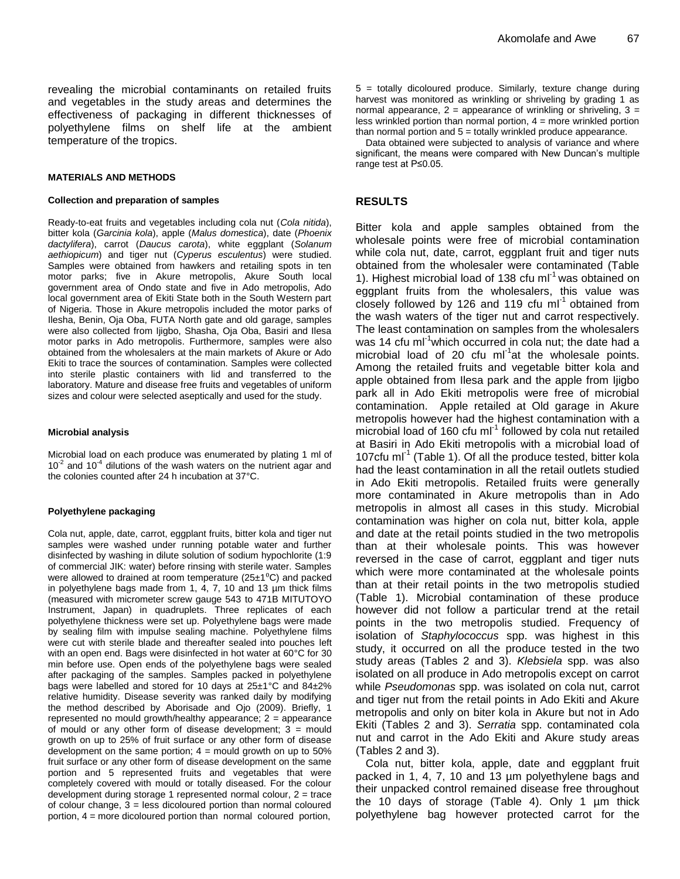revealing the microbial contaminants on retailed fruits and vegetables in the study areas and determines the effectiveness of packaging in different thicknesses of polyethylene films on shelf life at the ambient temperature of the tropics.

## MATERIALS AND METHODS

### Collection and preparation of samples

Ready-to-eat fruits and vegetables including cola nut (*Cola nitida*), bitter kola (*Garcinia kola*), apple (*Malus domestica*), date (*Phoenix dactylifera*), carrot (*Daucus carota*), white eggplant (*Solanum aethiopicum*) and tiger nut (*Cyperus esculentus*) were studied. Samples were obtained from hawkers and retailing spots in ten motor parks; five in Akure metropolis, Akure South local government area of Ondo state and five in Ado metropolis, Ado local government area of Ekiti State both in the South Western part of Nigeria. Those in Akure metropolis included the motor parks of Ilesha, Benin, Oja Oba, FUTA North gate and old garage, samples were also collected from Ijigbo, Shasha, Oja Oba, Basiri and Ilesa motor parks in Ado metropolis. Furthermore, samples were also obtained from the wholesalers at the main markets of Akure or Ado Ekiti to trace the sources of contamination. Samples were collected into sterile plastic containers with lid and transferred to the laboratory. Mature and disease free fruits and vegetables of uniform sizes and colour were selected aseptically and used for the study.

### Microbial analysis

Microbial load on each produce was enumerated by plating 1 ml of $10^{-2}$ and $10^{-4}$ dilutions of the wash waters on the nutrient agar and the colonies counted after 24 h incubation at 37°C.

### Polyethylene packaging

Cola nut, apple, date, carrot, eggplant fruits, bitter kola and tiger nut samples were washed under running potable water and further disinfected by washing in dilute solution of sodium hypochlorite (1:9 of commercial JIK: water) before rinsing with sterile water. Samples were allowed to drained at room temperature (25±1°C) and packed in polyethylene bags made from 1, 4, 7, 10 and 13 µm thick films (measured with micrometer screw gauge 543 to 471B MITUTOYO Instrument, Japan) in quadruplets. Three replicates of each polyethylene thickness were set up. Polyethylene bags were made by sealing film with impulse sealing machine. Polyethylene films were cut with sterile blade and thereafter sealed into pouches left with an open end. Bags were disinfected in hot water at 60°C for 30 min before use. Open ends of the polyethylene bags were sealed after packaging of the samples. Samples packed in polyethylene bags were labelled and stored for 10 days at 25±1°C and 84±2% relative humidity. Disease severity was ranked daily by modifying the method described by Aborisade and Ojo (2009). Briefly, 1 represented no mould growth/healthy appearance; 2 = appearance of mould or any other form of disease development; 3 = mould growth on up to 25% of fruit surface or any other form of disease development on the same portion; 4 = mould growth on up to 50% fruit surface or any other form of disease development on the same portion and 5 represented fruits and vegetables that were completely covered with mould or totally diseased. For the colour development during storage 1 represented normal colour, 2 = trace of colour change, 3 = less dicoloured portion than normal coloured portion, 4 = more dicoloured portion than normal coloured portion, 5 = totally dicoloured produce. Similarly, texture change during harvest was monitored as wrinkling or shriveling by grading 1 as normal appearance, 2 = appearance of wrinkling or shriveling, 3 = less wrinkled portion than normal portion, 4 = more wrinkled portion than normal portion and 5 = totally wrinkled produce appearance.

Data obtained were subjected to analysis of variance and where significant, the means were compared with New Duncan's multiple range test at P≤0.05.

## RESULTS

Bitter kola and apple samples obtained from the wholesale points were free of microbial contamination while cola nut, date, carrot, eggplant fruit and tiger nuts obtained from the wholesaler were contaminated (Table 1). Highest microbial load of 138 cfu ml$^{-1}$ was obtained on eggplant fruits from the wholesalers, this value was closely followed by 126 and 119 cfu ml$^{-1}$ obtained from the wash waters of the tiger nut and carrot respectively. The least contamination on samples from the wholesalers was 14 cfu ml$^{-1}$which occurred in cola nut; the date had a microbial load of 20 cfu ml$^{-1}$at the wholesale points. Among the retailed fruits and vegetable bitter kola and apple obtained from Ilesa park and the apple from Ijigbo park all in Ado Ekiti metropolis were free of microbial contamination. Apple retailed at Old garage in Akure metropolis however had the highest contamination with a microbial load of 160 cfu ml$^{-1}$ followed by cola nut retailed at Basiri in Ado Ekiti metropolis with a microbial load of 107cfu ml$^{-1}$ (Table 1). Of all the produce tested, bitter kola had the least contamination in all the retail outlets studied in Ado Ekiti metropolis. Retailed fruits were generally more contaminated in Akure metropolis than in Ado metropolis in almost all cases in this study. Microbial contamination was higher on cola nut, bitter kola, apple and date at the retail points studied in the two metropolis than at their wholesale points. This was however reversed in the case of carrot, eggplant and tiger nuts which were more contaminated at the wholesale points than at their retail points in the two metropolis studied (Table 1). Microbial contamination of these produce however did not follow a particular trend at the retail points in the two metropolis studied. Frequency of isolation of *Staphylococcus* spp. was highest in this study, it occurred on all the produce tested in the two study areas (Tables 2 and 3). *Klebsiela* spp. was also isolated on all produce in Ado metropolis except on carrot while *Pseudomonas* spp. was isolated on cola nut, carrot and tiger nut from the retail points in Ado Ekiti and Akure metropolis and only on biter kola in Akure but not in Ado Ekiti (Tables 2 and 3). *Serratia* spp. contaminated cola nut and carrot in the Ado Ekiti and Akure study areas (Tables 2 and 3).

Cola nut, bitter kola, apple, date and eggplant fruit packed in 1, 4, 7, 10 and 13 µm polyethylene bags and their unpacked control remained disease free throughout the 10 days of storage (Table 4). Only 1 µm thick polyethylene bag however protected carrot for the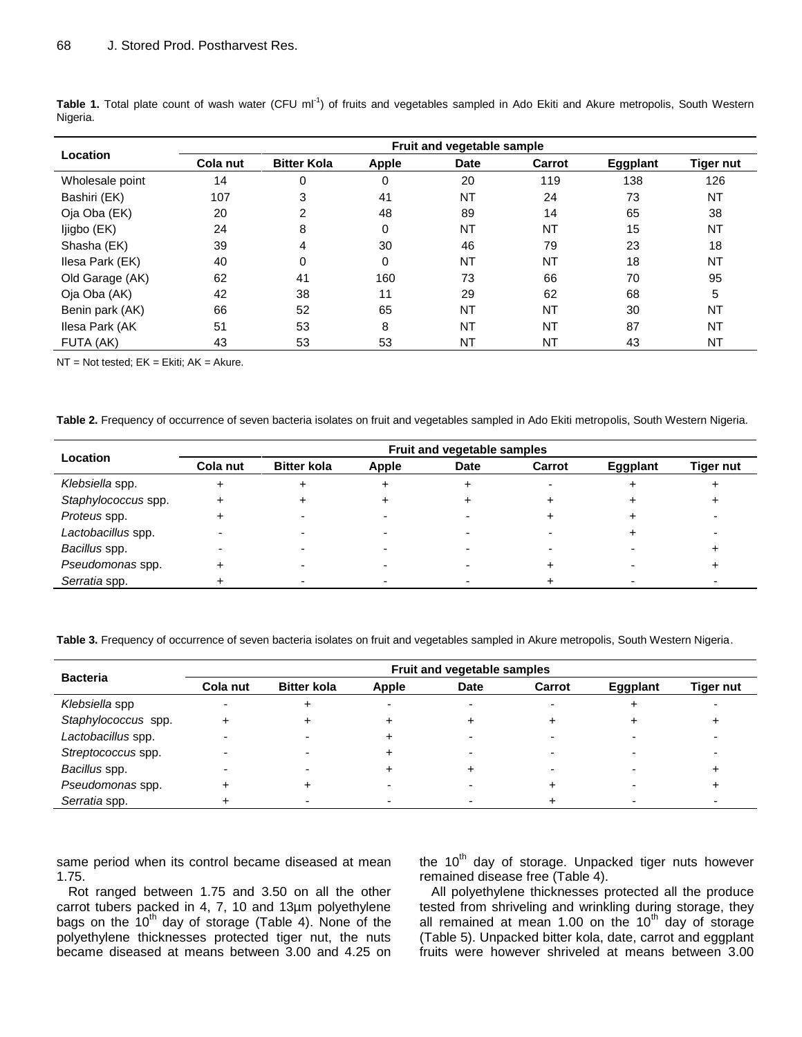**Table 1.** Total plate count of wash water (CFU ml$^{-1}$) of fruits and vegetables sampled in Ado Ekiti and Akure metropolis, South Western Nigeria.

| Location | Fruit and vegetable sample | | | | | | |
|---|---|---|---|---|---|---|---|
| | Cola nut | Bitter Kola | Apple | Date | Carrot | Eggplant | Tiger nut |
| Wholesale point | 14 | 0 | 0 | 20 | 119 | 138 | 126 |
| Bashiri (EK) | 107 | 3 | 41 | NT | 24 | 73 | NT |
| Oja Oba (EK) | 20 | 2 | 48 | 89 | 14 | 65 | 38 |
| Ijigbo (EK) | 24 | 8 | 0 | NT | NT | 15 | NT |
| Shasha (EK) | 39 | 4 | 30 | 46 | 79 | 23 | 18 |
| Ilesa Park (EK) | 40 | 0 | 0 | NT | NT | 18 | NT |
| Old Garage (AK) | 62 | 41 | 160 | 73 | 66 | 70 | 95 |
| Oja Oba (AK) | 42 | 38 | 11 | 29 | 62 | 68 | 5 |
| Benin park (AK) | 66 | 52 | 65 | NT | NT | 30 | NT |
| Ilesa Park (AK | 51 | 53 | 8 | NT | NT | 87 | NT |
| FUTA (AK) | 43 | 53 | 53 | NT | NT | 43 | NT |

NT = Not tested; EK = Ekiti; AK = Akure.

**Table 2.** Frequency of occurrence of seven bacteria isolates on fruit and vegetables sampled in Ado Ekiti metropolis, South Western Nigeria.

| Location | Fruit and vegetable samples | | | | | | |
|---|---|---|---|---|---|---|---|
| | Cola nut | Bitter kola | Apple | Date | Carrot | Eggplant | Tiger nut |
| *Klebsiella* spp. | + | + | + | + | - | + | + |
| *Staphylococcus* spp. | + | + | + | + | + | + | + |
| *Proteus* spp. | + | - | - | - | + | + | - |
| *Lactobacillus* spp. | - | - | - | - | - | + | - |
| *Bacillus* spp. | - | - | - | - | - | - | + |
| *Pseudomonas* spp. | + | - | - | - | + | - | + |
| *Serratia* spp. | + | - | - | - | + | - | - |

**Table 3.** Frequency of occurrence of seven bacteria isolates on fruit and vegetables sampled in Akure metropolis, South Western Nigeria.

| Bacteria | Fruit and vegetable samples | | | | | | |
|---|---|---|---|---|---|---|---|
| | Cola nut | Bitter kola | Apple | Date | Carrot | Eggplant | Tiger nut |
| *Klebsiella* spp | - | + | - | - | - | + | - |
| *Staphylococcus* spp. | + | + | + | + | + | + | + |
| *Lactobacillus* spp. | - | - | + | - | - | - | - |
| *Streptococcus* spp. | - | - | + | - | - | - | - |
| *Bacillus* spp. | - | - | + | + | - | - | + |
| *Pseudomonas* spp. | + | + | - | - | + | - | + |
| *Serratia* spp. | + | - | - | - | + | - | - |

same period when its control became diseased at mean 1.75.

Rot ranged between 1.75 and 3.50 on all the other carrot tubers packed in 4, 7, 10 and 13µm polyethylene bags on the 10$^{th}$ day of storage (Table 4). None of the polyethylene thicknesses protected tiger nut, the nuts became diseased at means between 3.00 and 4.25 on the 10$^{th}$ day of storage. Unpacked tiger nuts however remained disease free (Table 4).

All polyethylene thicknesses protected all the produce tested from shriveling and wrinkling during storage, they all remained at mean 1.00 on the 10$^{th}$ day of storage (Table 5). Unpacked bitter kola, date, carrot and eggplant fruits were however shriveled at means between 3.00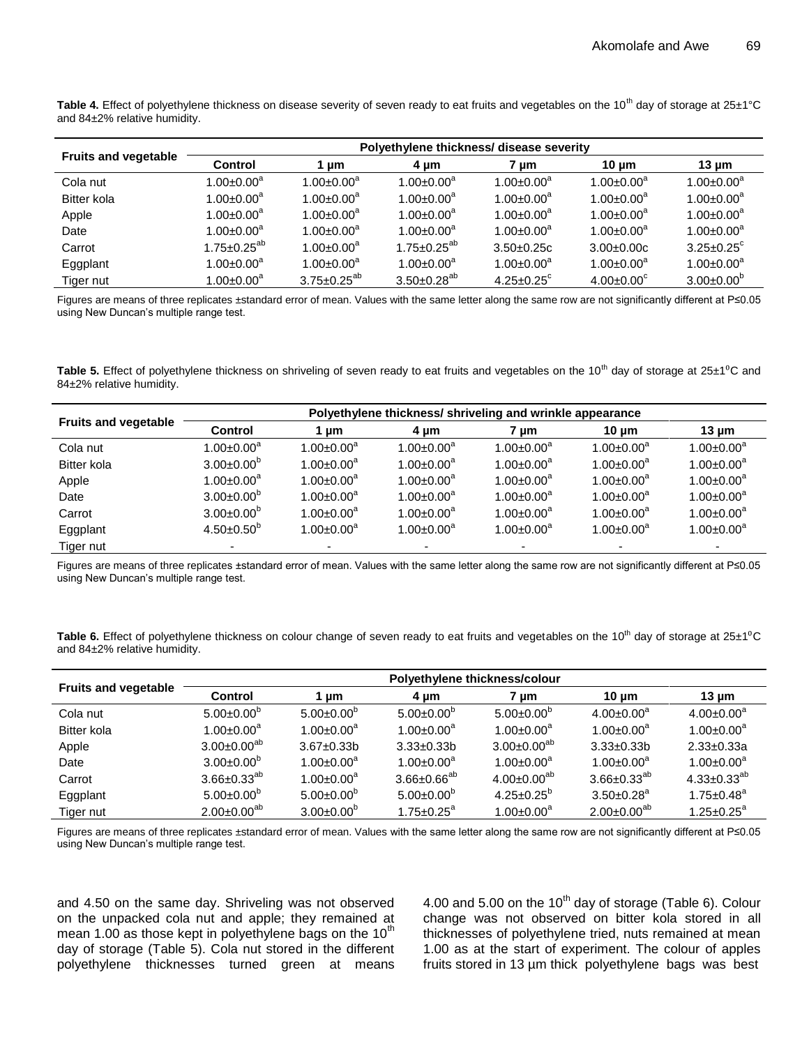**Table 4.** Effect of polyethylene thickness on disease severity of seven ready to eat fruits and vegetables on the 10th day of storage at 25±1°C and 84±2% relative humidity.

| Fruits and vegetable | Polyethylene thickness/ disease severity | | | | | |
|---|---|---|---|---|---|---|
| | Control | 1 µm | 4 µm | 7 µm | 10 µm | 13 µm |
| Cola nut | 1.00±0.00$^{a}$ | 1.00±0.00$^{a}$ | 1.00±0.00$^{a}$ | 1.00±0.00$^{a}$ | 1.00±0.00$^{a}$ | 1.00±0.00$^{a}$ |
| Bitter kola | 1.00±0.00$^{a}$ | 1.00±0.00$^{a}$ | 1.00±0.00$^{a}$ | 1.00±0.00$^{a}$ | 1.00±0.00$^{a}$ | 1.00±0.00$^{a}$ |
| Apple | 1.00±0.00$^{a}$ | 1.00±0.00$^{a}$ | 1.00±0.00$^{a}$ | 1.00±0.00$^{a}$ | 1.00±0.00$^{a}$ | 1.00±0.00$^{a}$ |
| Date | 1.00±0.00$^{a}$ | 1.00±0.00$^{a}$ | 1.00±0.00$^{a}$ | 1.00±0.00$^{a}$ | 1.00±0.00$^{a}$ | 1.00±0.00$^{a}$ |
| Carrot | 1.75±0.25$^{ab}$ | 1.00±0.00$^{a}$ | 1.75±0.25$^{ab}$ | 3.50±0.25c | 3.00±0.00c | 3.25±0.25$^{c}$ |
| Eggplant | 1.00±0.00$^{a}$ | 1.00±0.00$^{a}$ | 1.00±0.00$^{a}$ | 1.00±0.00$^{a}$ | 1.00±0.00$^{a}$ | 1.00±0.00$^{a}$ |
| Tiger nut | 1.00±0.00$^{a}$ | 3.75±0.25$^{ab}$ | 3.50±0.28$^{ab}$ | 4.25±0.25$^{c}$ | 4.00±0.00$^{c}$ | 3.00±0.00$^{b}$ |

Figures are means of three replicates ±standard error of mean. Values with the same letter along the same row are not significantly different at P≤0.05 using New Duncan's multiple range test.

**Table 5.** Effect of polyethylene thickness on shriveling of seven ready to eat fruits and vegetables on the 10th day of storage at 25±1°C and 84±2% relative humidity.

| Fruits and vegetable | Polyethylene thickness/ shriveling and wrinkle appearance | | | | | |
|---|---|---|---|---|---|---|
| | Control | 1 µm | 4 µm | 7 µm | 10 µm | 13 µm |
| Cola nut | 1.00±0.00$^{a}$ | 1.00±0.00$^{a}$ | 1.00±0.00$^{a}$ | 1.00±0.00$^{a}$ | 1.00±0.00$^{a}$ | 1.00±0.00$^{a}$ |
| Bitter kola | 3.00±0.00$^{b}$ | 1.00±0.00$^{a}$ | 1.00±0.00$^{a}$ | 1.00±0.00$^{a}$ | 1.00±0.00$^{a}$ | 1.00±0.00$^{a}$ |
| Apple | 1.00±0.00$^{a}$ | 1.00±0.00$^{a}$ | 1.00±0.00$^{a}$ | 1.00±0.00$^{a}$ | 1.00±0.00$^{a}$ | 1.00±0.00$^{a}$ |
| Date | 3.00±0.00$^{b}$ | 1.00±0.00$^{a}$ | 1.00±0.00$^{a}$ | 1.00±0.00$^{a}$ | 1.00±0.00$^{a}$ | 1.00±0.00$^{a}$ |
| Carrot | 3.00±0.00$^{b}$ | 1.00±0.00$^{a}$ | 1.00±0.00$^{a}$ | 1.00±0.00$^{a}$ | 1.00±0.00$^{a}$ | 1.00±0.00$^{a}$ |
| Eggplant | 4.50±0.50$^{b}$ | 1.00±0.00$^{a}$ | 1.00±0.00$^{a}$ | 1.00±0.00$^{a}$ | 1.00±0.00$^{a}$ | 1.00±0.00$^{a}$ |
| Tiger nut | - | - | - | - | - | - |

Figures are means of three replicates ±standard error of mean. Values with the same letter along the same row are not significantly different at P≤0.05 using New Duncan's multiple range test.

**Table 6.** Effect of polyethylene thickness on colour change of seven ready to eat fruits and vegetables on the 10th day of storage at 25±1°C and 84±2% relative humidity.

| Fruits and vegetable | Polyethylene thickness/colour | | | | | |
|---|---|---|---|---|---|---|
| | Control | 1 µm | 4 µm | 7 µm | 10 µm | 13 µm |
| Cola nut | 5.00±0.00$^{b}$ | 5.00±0.00$^{b}$ | 5.00±0.00$^{b}$ | 5.00±0.00$^{b}$ | 4.00±0.00$^{a}$ | 4.00±0.00$^{a}$ |
| Bitter kola | 1.00±0.00$^{a}$ | 1.00±0.00$^{a}$ | 1.00±0.00$^{a}$ | 1.00±0.00$^{a}$ | 1.00±0.00$^{a}$ | 1.00±0.00$^{a}$ |
| Apple | 3.00±0.00$^{ab}$ | 3.67±0.33b | 3.33±0.33b | 3.00±0.00$^{ab}$ | 3.33±0.33b | 2.33±0.33a |
| Date | 3.00±0.00$^{b}$ | 1.00±0.00$^{a}$ | 1.00±0.00$^{a}$ | 1.00±0.00$^{a}$ | 1.00±0.00$^{a}$ | 1.00±0.00$^{a}$ |
| Carrot | 3.66±0.33$^{ab}$ | 1.00±0.00$^{a}$ | 3.66±0.66$^{ab}$ | 4.00±0.00$^{ab}$ | 3.66±0.33$^{ab}$ | 4.33±0.33$^{ab}$ |
| Eggplant | 5.00±0.00$^{b}$ | 5.00±0.00$^{b}$ | 5.00±0.00$^{b}$ | 4.25±0.25$^{b}$ | 3.50±0.28$^{a}$ | 1.75±0.48$^{a}$ |
| Tiger nut | 2.00±0.00$^{ab}$ | 3.00±0.00$^{b}$ | 1.75±0.25$^{a}$ | 1.00±0.00$^{a}$ | 2.00±0.00$^{ab}$ | 1.25±0.25$^{a}$ |

Figures are means of three replicates ±standard error of mean. Values with the same letter along the same row are not significantly different at P≤0.05 using New Duncan's multiple range test.

and 4.50 on the same day. Shriveling was not observed on the unpacked cola nut and apple; they remained at mean 1.00 as those kept in polyethylene bags on the 10th day of storage (Table 5). Cola nut stored in the different polyethylene thicknesses turned green at means 4.00 and 5.00 on the 10th day of storage (Table 6). Colour change was not observed on bitter kola stored in all thicknesses of polyethylene tried, nuts remained at mean 1.00 as at the start of experiment. The colour of apples fruits stored in 13 µm thick polyethylene bags was best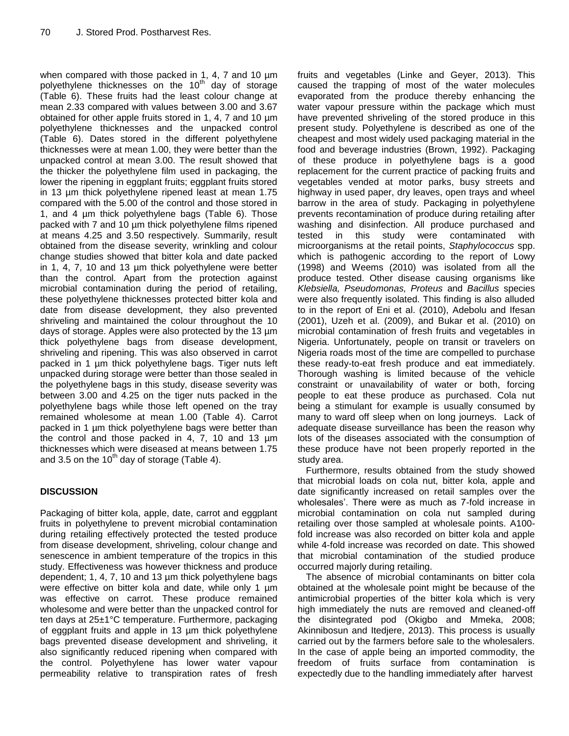when compared with those packed in 1, 4, 7 and 10 µm polyethylene thicknesses on the 10th day of storage (Table 6). These fruits had the least colour change at mean 2.33 compared with values between 3.00 and 3.67 obtained for other apple fruits stored in 1, 4, 7 and 10 µm polyethylene thicknesses and the unpacked control (Table 6). Dates stored in the different polyethylene thicknesses were at mean 1.00, they were better than the unpacked control at mean 3.00. The result showed that the thicker the polyethylene film used in packaging, the lower the ripening in eggplant fruits; eggplant fruits stored in 13 µm thick polyethylene ripened least at mean 1.75 compared with the 5.00 of the control and those stored in 1, and 4 µm thick polyethylene bags (Table 6). Those packed with 7 and 10 µm thick polyethylene films ripened at means 4.25 and 3.50 respectively. Summarily, result obtained from the disease severity, wrinkling and colour change studies showed that bitter kola and date packed in 1, 4, 7, 10 and 13 µm thick polyethylene were better than the control. Apart from the protection against microbial contamination during the period of retailing, these polyethylene thicknesses protected bitter kola and date from disease development, they also prevented shriveling and maintained the colour throughout the 10 days of storage. Apples were also protected by the 13 µm thick polyethylene bags from disease development, shriveling and ripening. This was also observed in carrot packed in 1 µm thick polyethylene bags. Tiger nuts left unpacked during storage were better than those sealed in the polyethylene bags in this study, disease severity was between 3.00 and 4.25 on the tiger nuts packed in the polyethylene bags while those left opened on the tray remained wholesome at mean 1.00 (Table 4). Carrot packed in 1 µm thick polyethylene bags were better than the control and those packed in 4, 7, 10 and 13 µm thicknesses which were diseased at means between 1.75 and 3.5 on the 10th day of storage (Table 4).

## DISCUSSION

Packaging of bitter kola, apple, date, carrot and eggplant fruits in polyethylene to prevent microbial contamination during retailing effectively protected the tested produce from disease development, shriveling, colour change and senescence in ambient temperature of the tropics in this study. Effectiveness was however thickness and produce dependent; 1, 4, 7, 10 and 13 µm thick polyethylene bags were effective on bitter kola and date, while only 1 µm was effective on carrot. These produce remained wholesome and were better than the unpacked control for ten days at 25±1°C temperature. Furthermore, packaging of eggplant fruits and apple in 13 µm thick polyethylene bags prevented disease development and shriveling, it also significantly reduced ripening when compared with the control. Polyethylene has lower water vapour permeability relative to transpiration rates of fresh fruits and vegetables (Linke and Geyer, 2013). This caused the trapping of most of the water molecules evaporated from the produce thereby enhancing the water vapour pressure within the package which must have prevented shriveling of the stored produce in this present study. Polyethylene is described as one of the cheapest and most widely used packaging material in the food and beverage industries (Brown, 1992). Packaging of these produce in polyethylene bags is a good replacement for the current practice of packing fruits and vegetables vended at motor parks, busy streets and highway in used paper, dry leaves, open trays and wheel barrow in the area of study. Packaging in polyethylene prevents recontamination of produce during retailing after washing and disinfection. All produce purchased and tested in this study were contaminated with microorganisms at the retail points, *Staphylococcus* spp. which is pathogenic according to the report of Lowy (1998) and Weems (2010) was isolated from all the produce tested. Other disease causing organisms like *Klebsiella, Pseudomonas, Proteus* and *Bacillus* species were also frequently isolated. This finding is also alluded to in the report of Eni et al. (2010), Adebolu and Ifesan (2001), Uzeh et al. (2009), and Bukar et al. (2010) on microbial contamination of fresh fruits and vegetables in Nigeria. Unfortunately, people on transit or travelers on Nigeria roads most of the time are compelled to purchase these ready-to-eat fresh produce and eat immediately. Thorough washing is limited because of the vehicle constraint or unavailability of water or both, forcing people to eat these produce as purchased. Cola nut being a stimulant for example is usually consumed by many to ward off sleep when on long journeys. Lack of adequate disease surveillance has been the reason why lots of the diseases associated with the consumption of these produce have not been properly reported in the study area.

Furthermore, results obtained from the study showed that microbial loads on cola nut, bitter kola, apple and date significantly increased on retail samples over the wholesales'. There were as much as 7-fold increase in microbial contamination on cola nut sampled during retailing over those sampled at wholesale points. A100-fold increase was also recorded on bitter kola and apple while 4-fold increase was recorded on date. This showed that microbial contamination of the studied produce occurred majorly during retailing.

The absence of microbial contaminants on bitter cola obtained at the wholesale point might be because of the antimicrobial properties of the bitter kola which is very high immediately the nuts are removed and cleaned-off the disintegrated pod (Okigbo and Mmeka, 2008; Akinnibosun and Itedjere, 2013). This process is usually carried out by the farmers before sale to the wholesalers. In the case of apple being an imported commodity, the freedom of fruits surface from contamination is expectedly due to the handling immediately after harvest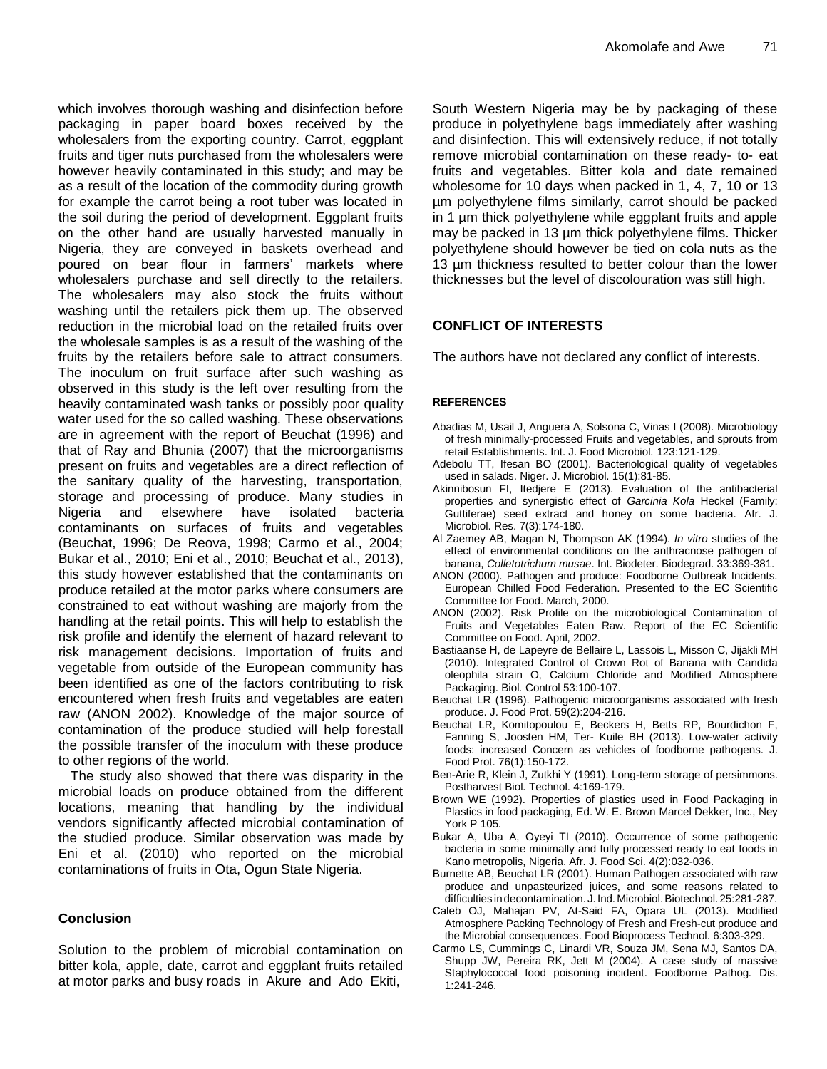which involves thorough washing and disinfection before packaging in paper board boxes received by the wholesalers from the exporting country. Carrot, eggplant fruits and tiger nuts purchased from the wholesalers were however heavily contaminated in this study; and may be as a result of the location of the commodity during growth for example the carrot being a root tuber was located in the soil during the period of development. Eggplant fruits on the other hand are usually harvested manually in Nigeria, they are conveyed in baskets overhead and poured on bear flour in farmers' markets where wholesalers purchase and sell directly to the retailers. The wholesalers may also stock the fruits without washing until the retailers pick them up. The observed reduction in the microbial load on the retailed fruits over the wholesale samples is as a result of the washing of the fruits by the retailers before sale to attract consumers. The inoculum on fruit surface after such washing as observed in this study is the left over resulting from the heavily contaminated wash tanks or possibly poor quality water used for the so called washing. These observations are in agreement with the report of Beuchat (1996) and that of Ray and Bhunia (2007) that the microorganisms present on fruits and vegetables are a direct reflection of the sanitary quality of the harvesting, transportation, storage and processing of produce. Many studies in Nigeria and elsewhere have isolated bacteria contaminants on surfaces of fruits and vegetables (Beuchat, 1996; De Reova, 1998; Carmo et al., 2004; Bukar et al., 2010; Eni et al., 2010; Beuchat et al., 2013), this study however established that the contaminants on produce retailed at the motor parks where consumers are constrained to eat without washing are majorly from the handling at the retail points. This will help to establish the risk profile and identify the element of hazard relevant to risk management decisions. Importation of fruits and vegetable from outside of the European community has been identified as one of the factors contributing to risk encountered when fresh fruits and vegetables are eaten raw (ANON 2002). Knowledge of the major source of contamination of the produce studied will help forestall the possible transfer of the inoculum with these produce to other regions of the world.

The study also showed that there was disparity in the microbial loads on produce obtained from the different locations, meaning that handling by the individual vendors significantly affected microbial contamination of the studied produce. Similar observation was made by Eni et al. (2010) who reported on the microbial contaminations of fruits in Ota, Ogun State Nigeria.

## Conclusion

Solution to the problem of microbial contamination on bitter kola, apple, date, carrot and eggplant fruits retailed at motor parks and busy roads in Akure and Ado Ekiti, South Western Nigeria may be by packaging of these produce in polyethylene bags immediately after washing and disinfection. This will extensively reduce, if not totally remove microbial contamination on these ready- to- eat fruits and vegetables. Bitter kola and date remained wholesome for 10 days when packed in 1, 4, 7, 10 or 13 µm polyethylene films similarly, carrot should be packed in 1 µm thick polyethylene while eggplant fruits and apple may be packed in 13 µm thick polyethylene films. Thicker polyethylene should however be tied on cola nuts as the 13 µm thickness resulted to better colour than the lower thicknesses but the level of discolouration was still high.

## CONFLICT OF INTERESTS

The authors have not declared any conflict of interests.

## REFERENCES

Abadias M, Usail J, Anguera A, Solsona C, Vinas I (2008). Microbiology of fresh minimally-processed Fruits and vegetables, and sprouts from retail Establishments. Int. J. Food Microbiol. 123:121-129.

Adebolu TT, Ifesan BO (2001). Bacteriological quality of vegetables used in salads. Niger. J. Microbiol. 15(1):81-85.

Akinnibosun FI, Itedjere E (2013). Evaluation of the antibacterial properties and synergistic effect of *Garcinia Kola* Heckel (Family: Guttiferae) seed extract and honey on some bacteria. Afr. J. Microbiol. Res. 7(3):174-180.

Al Zaemey AB, Magan N, Thompson AK (1994). *In vitro* studies of the effect of environmental conditions on the anthracnose pathogen of banana, *Colletotrichum musae*. Int. Biodeter. Biodegrad. 33:369-381.

ANON (2000). Pathogen and produce: Foodborne Outbreak Incidents. European Chilled Food Federation. Presented to the EC Scientific Committee for Food. March, 2000.

ANON (2002). Risk Profile on the microbiological Contamination of Fruits and Vegetables Eaten Raw. Report of the EC Scientific Committee on Food. April, 2002.

Bastiaanse H, de Lapeyre de Bellaire L, Lassois L, Misson C, Jijakli MH (2010). Integrated Control of Crown Rot of Banana with Candida oleophila strain O, Calcium Chloride and Modified Atmosphere Packaging. Biol. Control 53:100-107.

Beuchat LR (1996). Pathogenic microorganisms associated with fresh produce. J. Food Prot. 59(2):204-216.

Beuchat LR, Komitopoulou E, Beckers H, Betts RP, Bourdichon F, Fanning S, Joosten HM, Ter- Kuile BH (2013). Low-water activity foods: increased Concern as vehicles of foodborne pathogens. J. Food Prot. 76(1):150-172.

Ben-Arie R, Klein J, Zutkhi Y (1991). Long-term storage of persimmons. Postharvest Biol. Technol. 4:169-179.

Brown WE (1992). Properties of plastics used in Food Packaging in Plastics in food packaging, Ed. W. E. Brown Marcel Dekker, Inc., Ney York P 105.

Bukar A, Uba A, Oyeyi TI (2010). Occurrence of some pathogenic bacteria in some minimally and fully processed ready to eat foods in Kano metropolis, Nigeria. Afr. J. Food Sci. 4(2):032-036.

Burnette AB, Beuchat LR (2001). Human Pathogen associated with raw produce and unpasteurized juices, and some reasons related to difficulties in decontamination. J. Ind. Microbiol. Biotechnol. 25:281-287.

Caleb OJ, Mahajan PV, At-Said FA, Opara UL (2013). Modified Atmosphere Packing Technology of Fresh and Fresh-cut produce and the Microbial consequences. Food Bioprocess Technol. 6:303-329.

Carmo LS, Cummings C, Linardi VR, Souza JM, Sena MJ, Santos DA, Shupp JW, Pereira RK, Jett M (2004). A case study of massive Staphylococcal food poisoning incident. Foodborne Pathog. Dis. 1:241-246.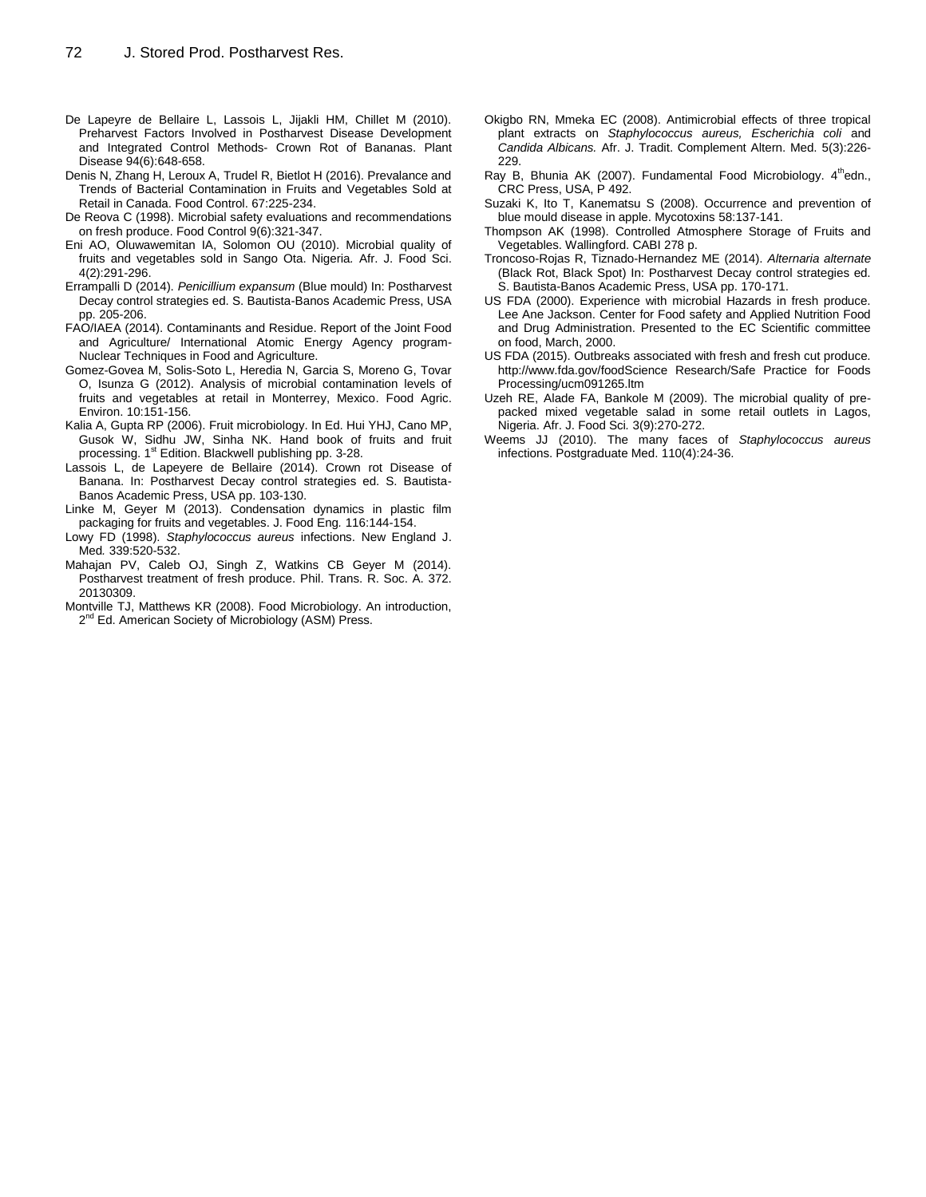De Lapeyre de Bellaire L, Lassois L, Jijakli HM, Chillet M (2010). Preharvest Factors Involved in Postharvest Disease Development and Integrated Control Methods- Crown Rot of Bananas. Plant Disease 94(6):648-658.

Denis N, Zhang H, Leroux A, Trudel R, Bietlot H (2016). Prevalance and Trends of Bacterial Contamination in Fruits and Vegetables Sold at Retail in Canada. Food Control. 67:225-234.

De Reova C (1998). Microbial safety evaluations and recommendations on fresh produce. Food Control 9(6):321-347.

Eni AO, Oluwawemitan IA, Solomon OU (2010). Microbial quality of fruits and vegetables sold in Sango Ota. Nigeria. Afr. J. Food Sci. 4(2):291-296.

Errampalli D (2014). *Penicillium expansum* (Blue mould) In: Postharvest Decay control strategies ed. S. Bautista-Banos Academic Press, USA pp. 205-206.

FAO/IAEA (2014). Contaminants and Residue. Report of the Joint Food and Agriculture/ International Atomic Energy Agency program-Nuclear Techniques in Food and Agriculture.

Gomez-Govea M, Solis-Soto L, Heredia N, Garcia S, Moreno G, Tovar O, Isunza G (2012). Analysis of microbial contamination levels of fruits and vegetables at retail in Monterrey, Mexico. Food Agric. Environ. 10:151-156.

Kalia A, Gupta RP (2006). Fruit microbiology. In Ed. Hui YHJ, Cano MP, Gusok W, Sidhu JW, Sinha NK. Hand book of fruits and fruit processing. 1st Edition. Blackwell publishing pp. 3-28.

Lassois L, de Lapeyere de Bellaire (2014). Crown rot Disease of Banana. In: Postharvest Decay control strategies ed. S. Bautista-Banos Academic Press, USA pp. 103-130.

Linke M, Geyer M (2013). Condensation dynamics in plastic film packaging for fruits and vegetables. J. Food Eng. 116:144-154.

Lowy FD (1998). *Staphylococcus aureus* infections. New England J. Med. 339:520-532.

Mahajan PV, Caleb OJ, Singh Z, Watkins CB Geyer M (2014). Postharvest treatment of fresh produce. Phil. Trans. R. Soc. A. 372. 20130309.

Montville TJ, Matthews KR (2008). Food Microbiology. An introduction, 2nd Ed. American Society of Microbiology (ASM) Press.

Okigbo RN, Mmeka EC (2008). Antimicrobial effects of three tropical plant extracts on *Staphylococcus aureus, Escherichia coli* and *Candida Albicans.* Afr. J. Tradit. Complement Altern. Med. 5(3):226-229.

Ray B, Bhunia AK (2007). Fundamental Food Microbiology. 4thedn., CRC Press, USA, P 492.

Suzaki K, Ito T, Kanematsu S (2008). Occurrence and prevention of blue mould disease in apple. Mycotoxins 58:137-141.

Thompson AK (1998). Controlled Atmosphere Storage of Fruits and Vegetables. Wallingford. CABI 278 p.

Troncoso-Rojas R, Tiznado-Hernandez ME (2014). *Alternaria alternate* (Black Rot, Black Spot) In: Postharvest Decay control strategies ed. S. Bautista-Banos Academic Press, USA pp. 170-171.

US FDA (2000). Experience with microbial Hazards in fresh produce. Lee Ane Jackson. Center for Food safety and Applied Nutrition Food and Drug Administration. Presented to the EC Scientific committee on food, March, 2000.

US FDA (2015). Outbreaks associated with fresh and fresh cut produce. http://www.fda.gov/foodScience Research/Safe Practice for Foods Processing/ucm091265.ltm

Uzeh RE, Alade FA, Bankole M (2009). The microbial quality of pre-packed mixed vegetable salad in some retail outlets in Lagos, Nigeria. Afr. J. Food Sci. 3(9):270-272.

Weems JJ (2010). The many faces of *Staphylococcus aureus* infections. Postgraduate Med. 110(4):24-36.